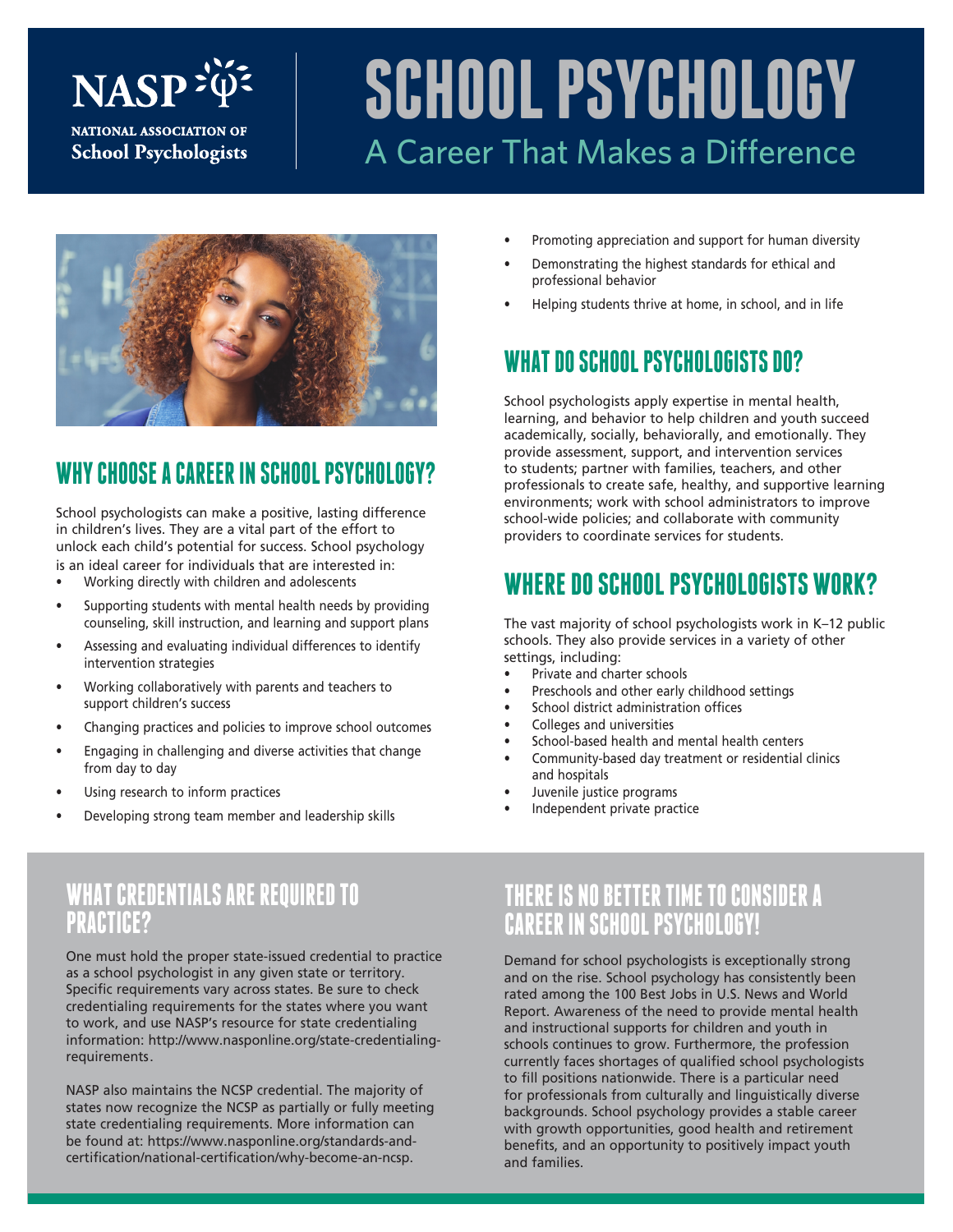NASP
NATIONAL ASSOCIATION OF
School Psychologists

# SCHOOL PSYCHOLOGY

A Career That Makes a Difference

## WHY CHOOSE A CAREER IN SCHOOL PSYCHOLOGY?

School psychologists can make a positive, lasting difference in children's lives. They are a vital part of the effort to unlock each child's potential for success. School psychology is an ideal career for individuals that are interested in:

- Working directly with children and adolescents
- Supporting students with mental health needs by providing counseling, skill instruction, and learning and support plans
- Assessing and evaluating individual differences to identify intervention strategies
- Working collaboratively with parents and teachers to support children's success
- Changing practices and policies to improve school outcomes
- Engaging in challenging and diverse activities that change from day to day
- Using research to inform practices
- Developing strong team member and leadership skills
- Promoting appreciation and support for human diversity
- Demonstrating the highest standards for ethical and professional behavior
- Helping students thrive at home, in school, and in life

## WHAT DO SCHOOL PSYCHOLOGISTS DO?

School psychologists apply expertise in mental health, learning, and behavior to help children and youth succeed academically, socially, behaviorally, and emotionally. They provide assessment, support, and intervention services to students; partner with families, teachers, and other professionals to create safe, healthy, and supportive learning environments; work with school administrators to improve school-wide policies; and collaborate with community providers to coordinate services for students.

## WHERE DO SCHOOL PSYCHOLOGISTS WORK?

The vast majority of school psychologists work in K–12 public schools. They also provide services in a variety of other settings, including:

- Private and charter schools
- Preschools and other early childhood settings
- School district administration offices
- Colleges and universities
- School-based health and mental health centers
- Community-based day treatment or residential clinics and hospitals
- Juvenile justice programs
- Independent private practice

## WHAT CREDENTIALS ARE REQUIRED TO PRACTICE?

One must hold the proper state-issued credential to practice as a school psychologist in any given state or territory. Specific requirements vary across states. Be sure to check credentialing requirements for the states where you want to work, and use NASP's resource for state credentialing information: http://www.nasponline.org/state-credentialing-requirements.

NASP also maintains the NCSP credential. The majority of states now recognize the NCSP as partially or fully meeting state credentialing requirements. More information can be found at: https://www.nasponline.org/standards-and-certification/national-certification/why-become-an-ncsp.

## THERE IS NO BETTER TIME TO CONSIDER A CAREER IN SCHOOL PSYCHOLOGY!

Demand for school psychologists is exceptionally strong and on the rise. School psychology has consistently been rated among the 100 Best Jobs in U.S. News and World Report. Awareness of the need to provide mental health and instructional supports for children and youth in schools continues to grow. Furthermore, the profession currently faces shortages of qualified school psychologists to fill positions nationwide. There is a particular need for professionals from culturally and linguistically diverse backgrounds. School psychology provides a stable career with growth opportunities, good health and retirement benefits, and an opportunity to positively impact youth and families.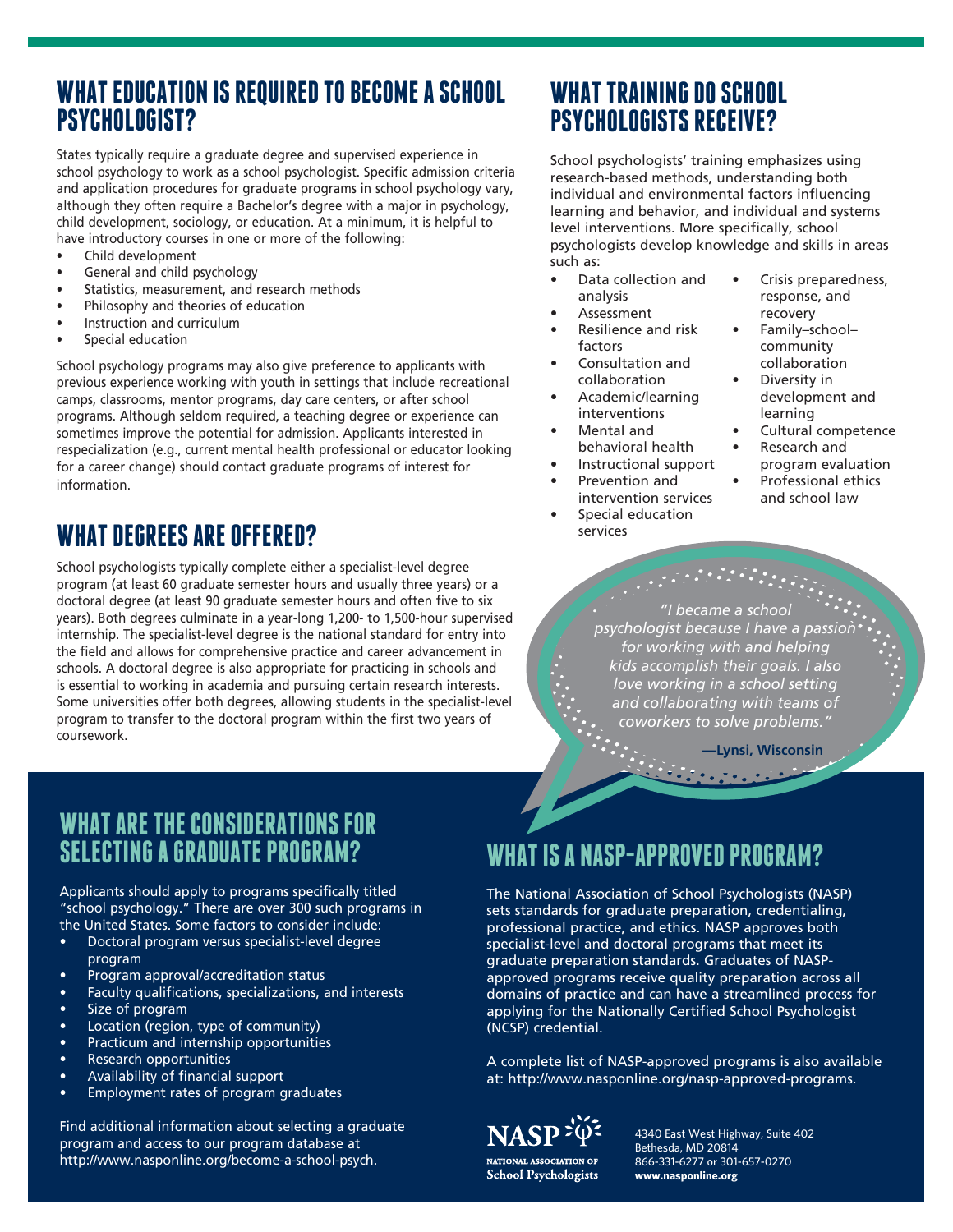## WHAT EDUCATION IS REQUIRED TO BECOME A SCHOOL PSYCHOLOGIST?

States typically require a graduate degree and supervised experience in school psychology to work as a school psychologist. Specific admission criteria and application procedures for graduate programs in school psychology vary, although they often require a Bachelor's degree with a major in psychology, child development, sociology, or education. At a minimum, it is helpful to have introductory courses in one or more of the following:

- Child development
- General and child psychology
- Statistics, measurement, and research methods
- Philosophy and theories of education
- Instruction and curriculum
- Special education

School psychology programs may also give preference to applicants with previous experience working with youth in settings that include recreational camps, classrooms, mentor programs, day care centers, or after school programs. Although seldom required, a teaching degree or experience can sometimes improve the potential for admission. Applicants interested in respecialization (e.g., current mental health professional or educator looking for a career change) should contact graduate programs of interest for information.

## WHAT DEGREES ARE OFFERED?

School psychologists typically complete either a specialist-level degree program (at least 60 graduate semester hours and usually three years) or a doctoral degree (at least 90 graduate semester hours and often five to six years). Both degrees culminate in a year-long 1,200- to 1,500-hour supervised internship. The specialist-level degree is the national standard for entry into the field and allows for comprehensive practice and career advancement in schools. A doctoral degree is also appropriate for practicing in schools and is essential to working in academia and pursuing certain research interests. Some universities offer both degrees, allowing students in the specialist-level program to transfer to the doctoral program within the first two years of coursework.

## WHAT TRAINING DO SCHOOL PSYCHOLOGISTS RECEIVE?

School psychologists' training emphasizes using research-based methods, understanding both individual and environmental factors influencing learning and behavior, and individual and systems level interventions. More specifically, school psychologists develop knowledge and skills in areas such as:

- Data collection and analysis
- Assessment
- Resilience and risk factors
- Consultation and collaboration
- Academic/learning interventions
- Mental and behavioral health
- Instructional support
- Prevention and intervention services
- Special education services
- Crisis preparedness, response, and recovery
- Family–school–community collaboration
- Diversity in development and learning
- Cultural competence
- Research and program evaluation
- Professional ethics and school law

*"I became a school psychologist because I have a passion for working with and helping kids accomplish their goals. I also love working in a school setting and collaborating with teams of coworkers to solve problems."*

**—Lynsi, Wisconsin**

## WHAT ARE THE CONSIDERATIONS FOR SELECTING A GRADUATE PROGRAM?

Applicants should apply to programs specifically titled "school psychology." There are over 300 such programs in the United States. Some factors to consider include:

- Doctoral program versus specialist-level degree program
- Program approval/accreditation status
- Faculty qualifications, specializations, and interests
- Size of program
- Location (region, type of community)
- Practicum and internship opportunities
- Research opportunities
- Availability of financial support
- Employment rates of program graduates

Find additional information about selecting a graduate program and access to our program database at http://www.nasponline.org/become-a-school-psych.

## WHAT IS A NASP-APPROVED PROGRAM?

The National Association of School Psychologists (NASP) sets standards for graduate preparation, credentialing, professional practice, and ethics. NASP approves both specialist-level and doctoral programs that meet its graduate preparation standards. Graduates of NASP-approved programs receive quality preparation across all domains of practice and can have a streamlined process for applying for the Nationally Certified School Psychologist (NCSP) credential.

A complete list of NASP-approved programs is also available at: http://www.nasponline.org/nasp-approved-programs.

NASP
NATIONAL ASSOCIATION OF School Psychologists

4340 East West Highway, Suite 402
Bethesda, MD 20814
866-331-6277 or 301-657-0270
**www.nasponline.org**